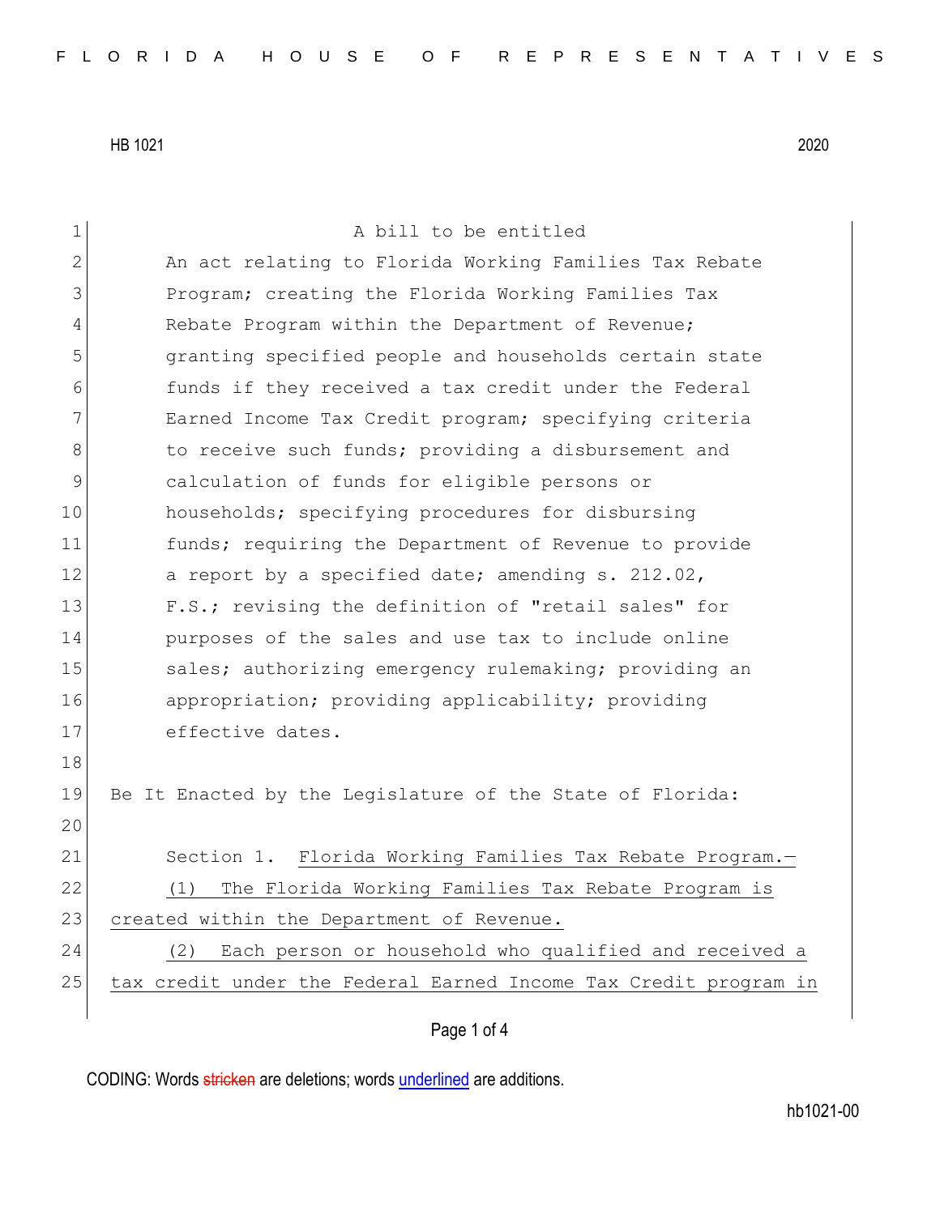HB 1021 2020

A bill to be entitled

An act relating to Florida Working Families Tax Rebate Program; creating the Florida Working Families Tax Rebate Program within the Department of Revenue; granting specified people and households certain state funds if they received a tax credit under the Federal Earned Income Tax Credit program; specifying criteria to receive such funds; providing a disbursement and calculation of funds for eligible persons or households; specifying procedures for disbursing funds; requiring the Department of Revenue to provide a report by a specified date; amending s. 212.02, F.S.; revising the definition of "retail sales" for purposes of the sales and use tax to include online sales; authorizing emergency rulemaking; providing an appropriation; providing applicability; providing effective dates.

Be It Enacted by the Legislature of the State of Florida:

Section 1. Florida Working Families Tax Rebate Program.—

(1) The Florida Working Families Tax Rebate Program is created within the Department of Revenue.

(2) Each person or household who qualified and received a tax credit under the Federal Earned Income Tax Credit program in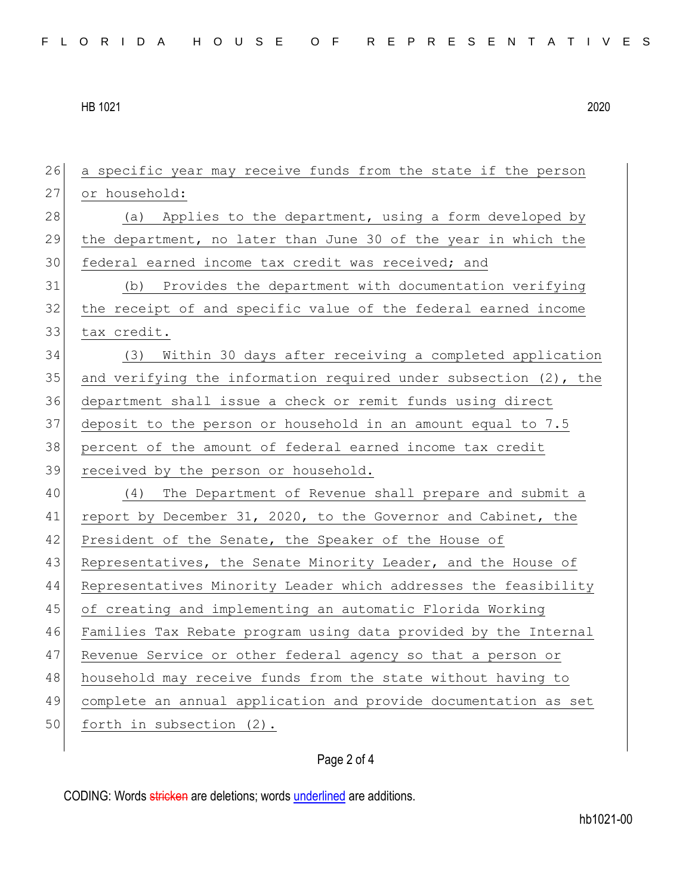a specific year may receive funds from the state if the person or household:

(a) Applies to the department, using a form developed by the department, no later than June 30 of the year in which the federal earned income tax credit was received; and

(b) Provides the department with documentation verifying the receipt of and specific value of the federal earned income tax credit.

(3) Within 30 days after receiving a completed application and verifying the information required under subsection (2), the department shall issue a check or remit funds using direct deposit to the person or household in an amount equal to 7.5 percent of the amount of federal earned income tax credit received by the person or household.

(4) The Department of Revenue shall prepare and submit a report by December 31, 2020, to the Governor and Cabinet, the President of the Senate, the Speaker of the House of Representatives, the Senate Minority Leader, and the House of Representatives Minority Leader which addresses the feasibility of creating and implementing an automatic Florida Working Families Tax Rebate program using data provided by the Internal Revenue Service or other federal agency so that a person or household may receive funds from the state without having to complete an annual application and provide documentation as set forth in subsection (2).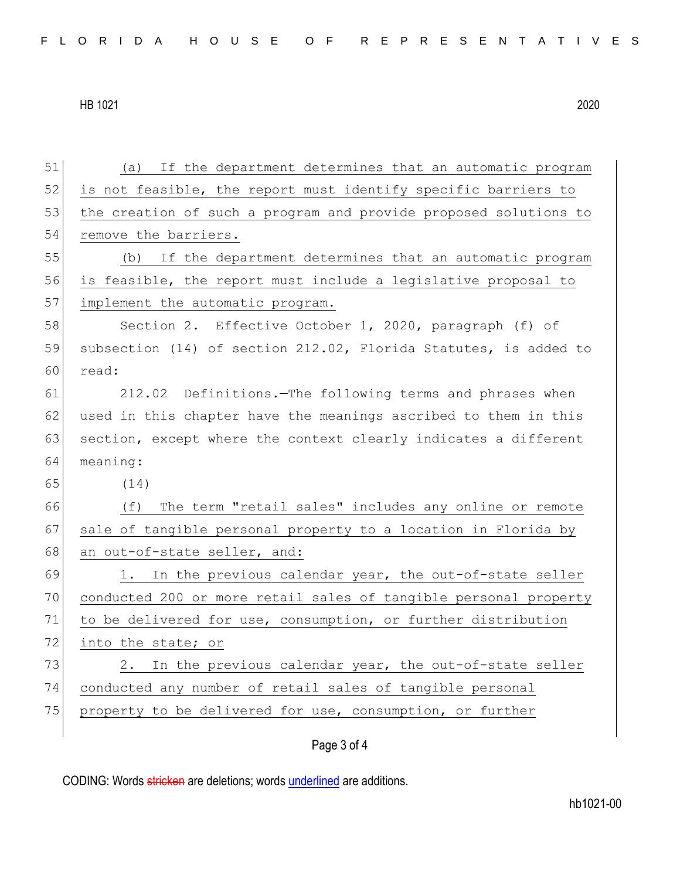(a) If the department determines that an automatic program is not feasible, the report must identify specific barriers to the creation of such a program and provide proposed solutions to remove the barriers.

(b) If the department determines that an automatic program is feasible, the report must include a legislative proposal to implement the automatic program.

Section 2. Effective October 1, 2020, paragraph (f) of subsection (14) of section 212.02, Florida Statutes, is added to read:

212.02 Definitions.—The following terms and phrases when used in this chapter have the meanings ascribed to them in this section, except where the context clearly indicates a different meaning:

(14)

(f) The term "retail sales" includes any online or remote sale of tangible personal property to a location in Florida by an out-of-state seller, and:

1. In the previous calendar year, the out-of-state seller conducted 200 or more retail sales of tangible personal property to be delivered for use, consumption, or further distribution into the state; or

2. In the previous calendar year, the out-of-state seller conducted any number of retail sales of tangible personal property to be delivered for use, consumption, or further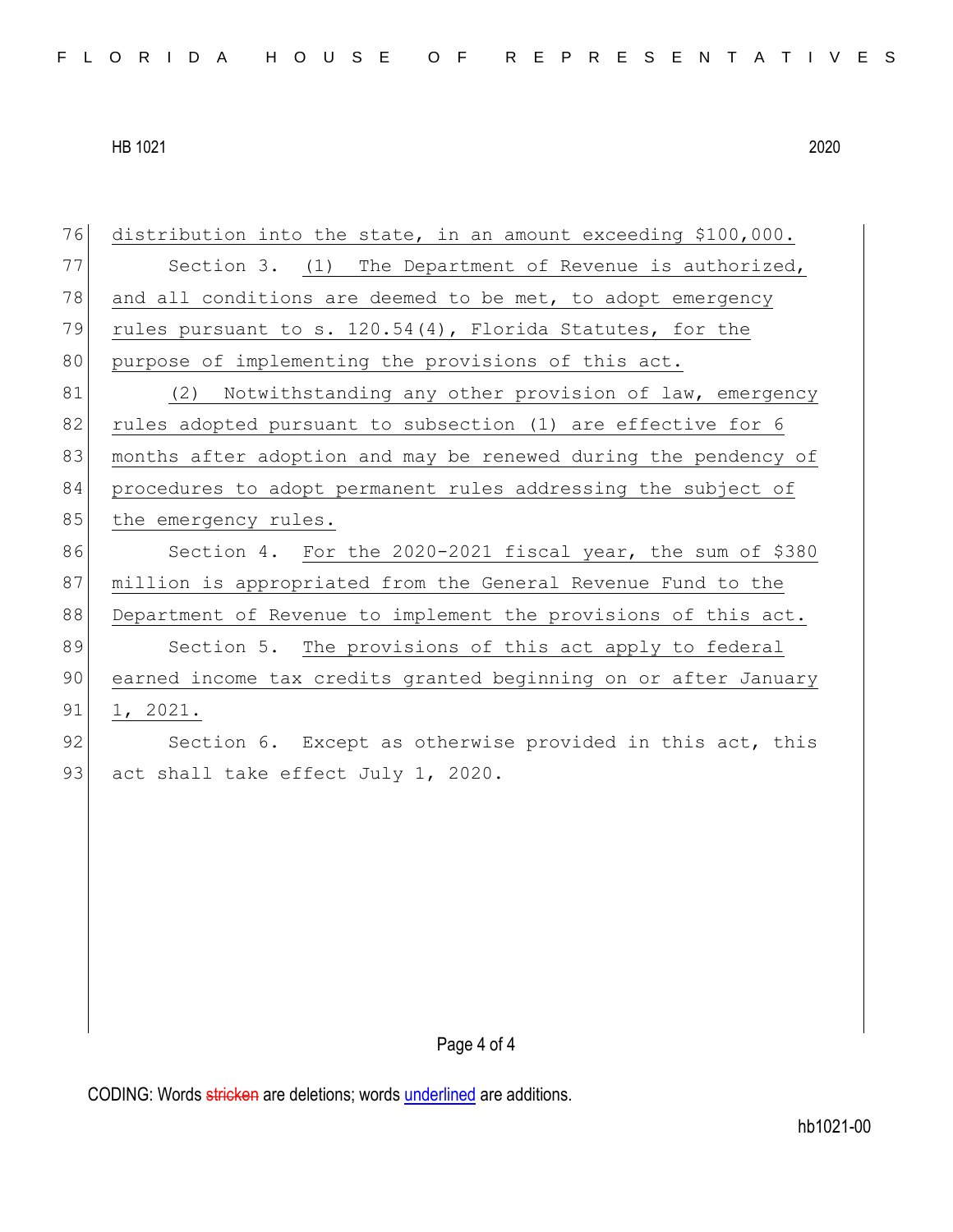76 distribution into the state, in an amount exceeding $100,000.

77 Section 3. (1) The Department of Revenue is authorized,
78 and all conditions are deemed to be met, to adopt emergency
79 rules pursuant to s. 120.54(4), Florida Statutes, for the
80 purpose of implementing the provisions of this act.

81 (2) Notwithstanding any other provision of law, emergency
82 rules adopted pursuant to subsection (1) are effective for 6
83 months after adoption and may be renewed during the pendency of
84 procedures to adopt permanent rules addressing the subject of
85 the emergency rules.

86 Section 4. For the 2020-2021 fiscal year, the sum of $380
87 million is appropriated from the General Revenue Fund to the
88 Department of Revenue to implement the provisions of this act.

89 Section 5. The provisions of this act apply to federal
90 earned income tax credits granted beginning on or after January
91 1, 2021.

92 Section 6. Except as otherwise provided in this act, this
93 act shall take effect July 1, 2020.

CODING: Words stricken are deletions; words underlined are additions.